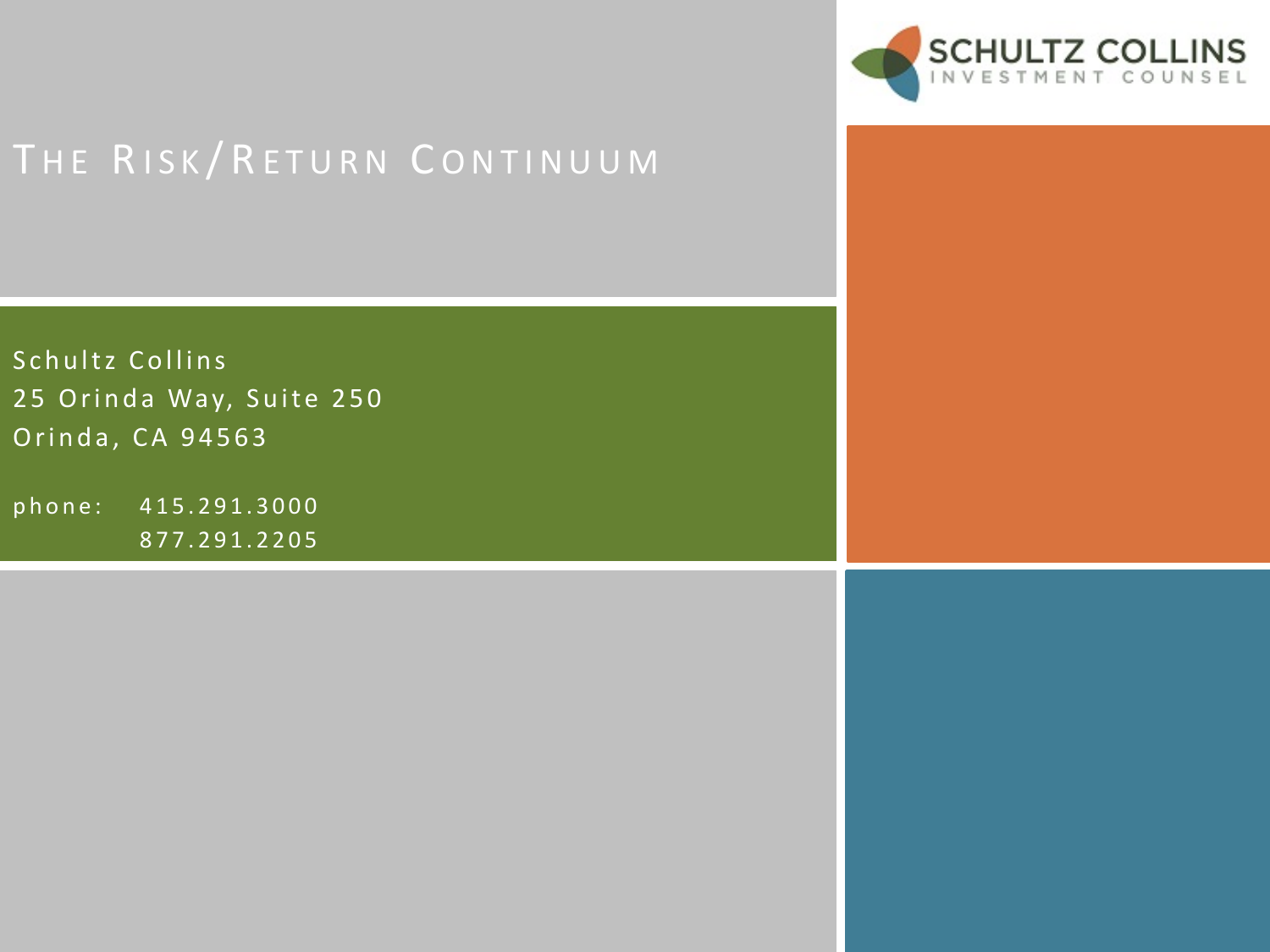# The Risk/Return Continuum

Schultz Collins
25 Orinda Way, Suite 250
Orinda, CA 94563

phone: 415.291.3000
877.291.2205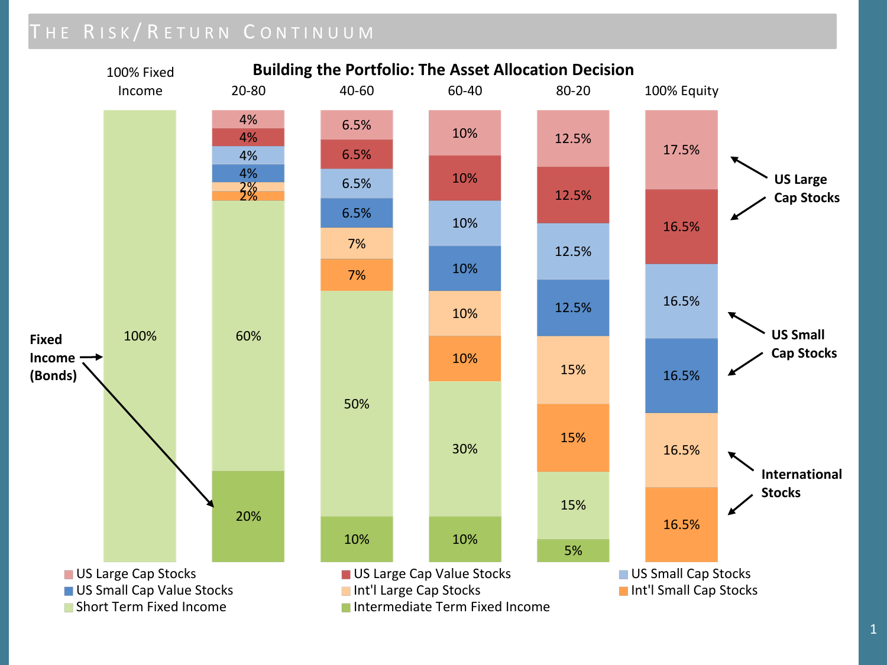# The Risk/Return Continuum

## Building the Portfolio: The Asset Allocation Decision

| Asset Class | 100% Fixed Income | 20-80 | 40-60 | 60-40 | 80-20 | 100% Equity |
|---|---|---|---|---|---|---|
| US Large Cap Stocks | | 4% | 6.5% | 10% | 12.5% | 17.5% |
| US Large Cap Value Stocks | | 4% | 6.5% | 10% | 12.5% | 16.5% |
| US Small Cap Stocks | | 4% | 6.5% | 10% | 12.5% | 16.5% |
| US Small Cap Value Stocks | | 4% | 6.5% | 10% | 12.5% | 16.5% |
| Int'l Large Cap Stocks | | 2% | 7% | 10% | 15% | 16.5% |
| Int'l Small Cap Stocks | | 2% | 7% | 10% | 15% | 16.5% |
| Short Term Fixed Income | 100% | 60% | 50% | 30% | 15% | |
| Intermediate Term Fixed Income | | 20% | 10% | 10% | 5% | |

Labels: Fixed Income (Bonds); US Large Cap Stocks; US Small Cap Stocks; International Stocks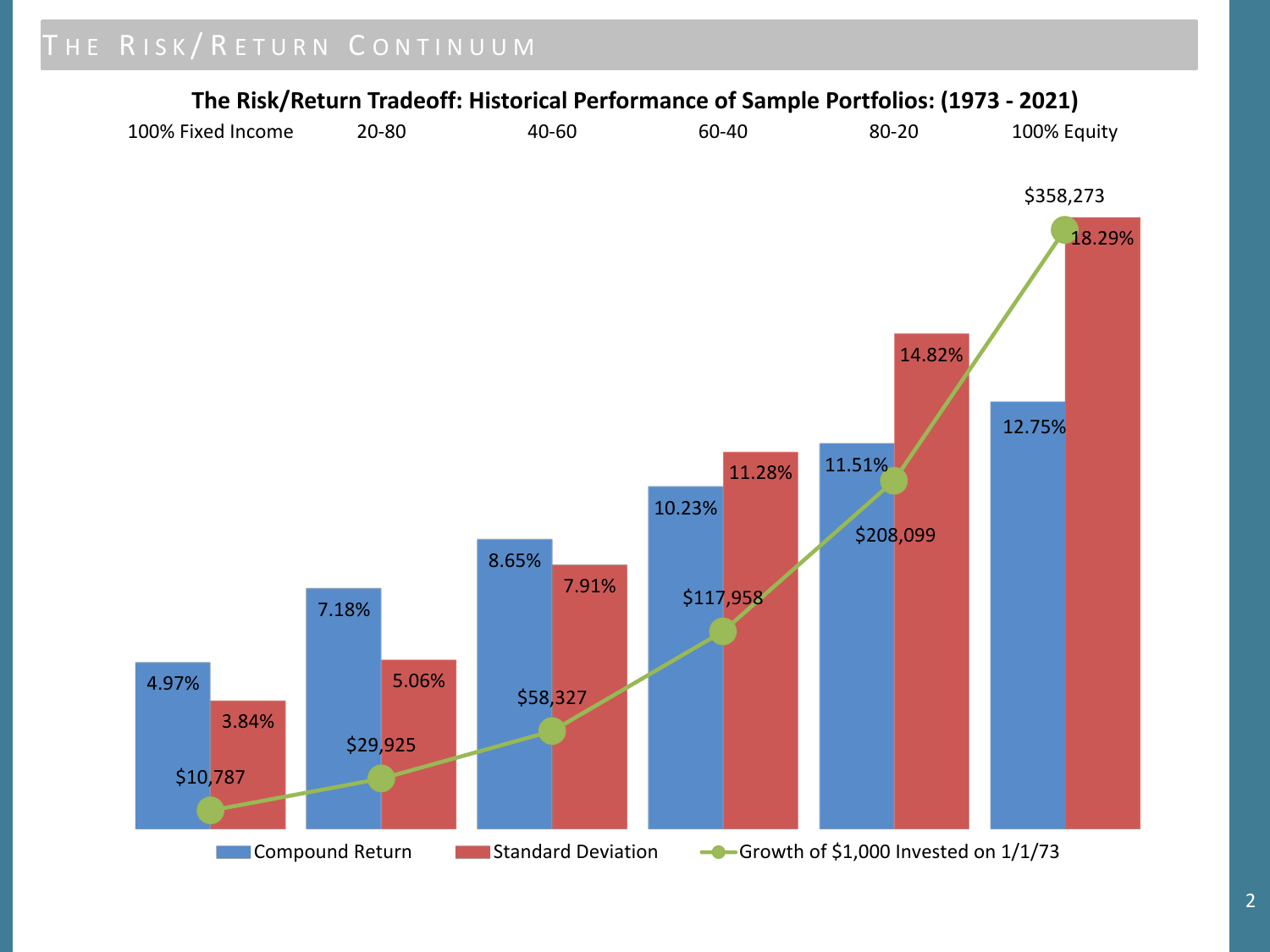## The Risk/Return Continuum

**The Risk/Return Tradeoff: Historical Performance of Sample Portfolios: (1973 - 2021)**

| Portfolio | Compound Return | Standard Deviation | Growth of $1,000 Invested on 1/1/73 |
|---|---|---|---|
| 100% Fixed Income | 4.97% | 3.84% | $10,787 |
| 20-80 | 7.18% | 5.06% | $29,925 |
| 40-60 | 8.65% | 7.91% | $58,327 |
| 60-40 | 10.23% | 11.28% | $117,958 |
| 80-20 | 11.51% | 14.82% | $208,099 |
| 100% Equity | 12.75% | 18.29% | $358,273 |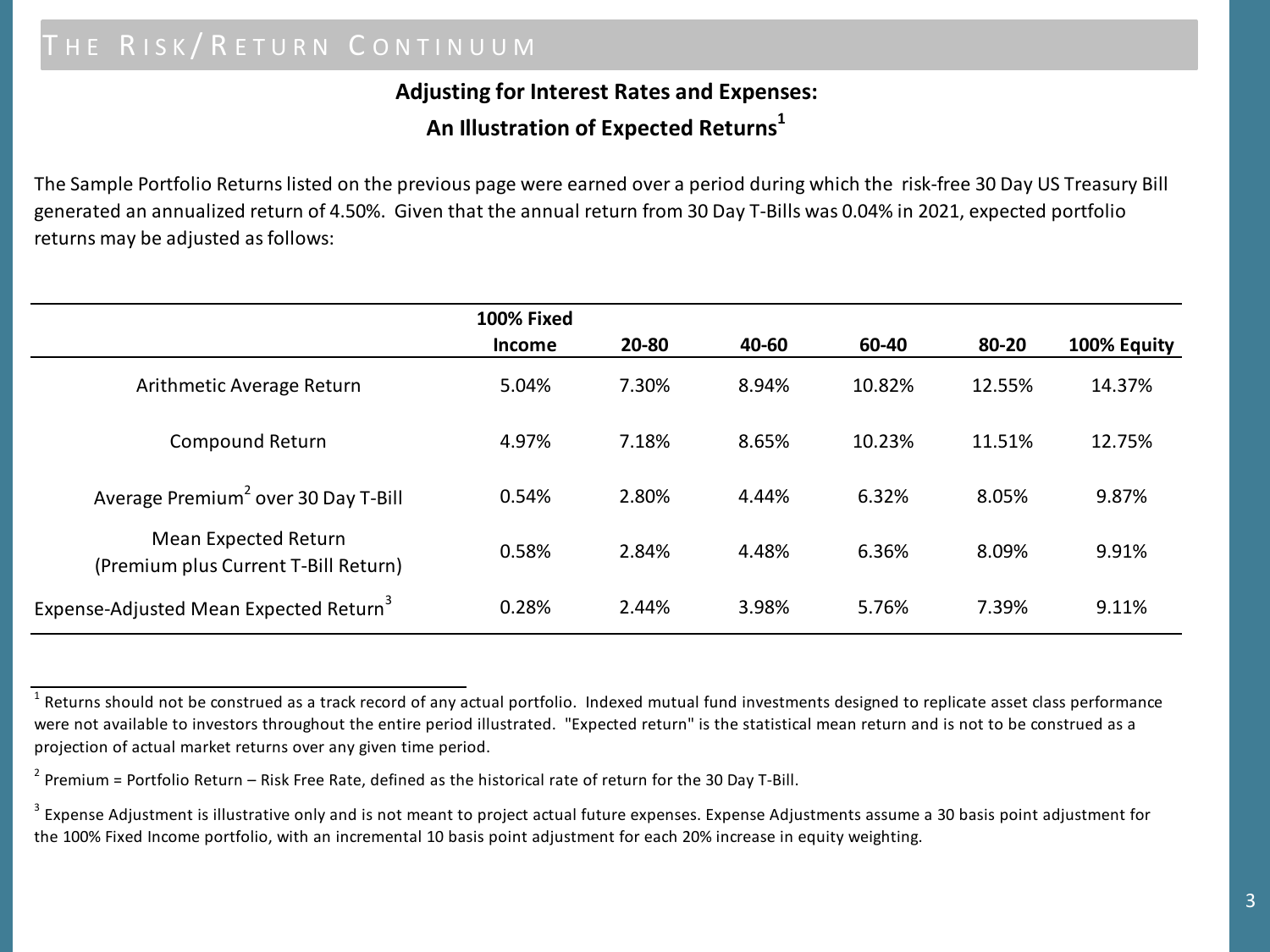# The Risk/Return Continuum

## Adjusting for Interest Rates and Expenses: An Illustration of Expected Returns[1]

The Sample Portfolio Returns listed on the previous page were earned over a period during which the risk-free 30 Day US Treasury Bill generated an annualized return of 4.50%. Given that the annual return from 30 Day T-Bills was 0.04% in 2021, expected portfolio returns may be adjusted as follows:

| | 100% Fixed Income | 20-80 | 40-60 | 60-40 | 80-20 | 100% Equity |
|---|---|---|---|---|---|---|
| Arithmetic Average Return | 5.04% | 7.30% | 8.94% | 10.82% | 12.55% | 14.37% |
| Compound Return | 4.97% | 7.18% | 8.65% | 10.23% | 11.51% | 12.75% |
| Average Premium[2] over 30 Day T-Bill | 0.54% | 2.80% | 4.44% | 6.32% | 8.05% | 9.87% |
| Mean Expected Return (Premium plus Current T-Bill Return) | 0.58% | 2.84% | 4.48% | 6.36% | 8.09% | 9.91% |
| Expense-Adjusted Mean Expected Return[3] | 0.28% | 2.44% | 3.98% | 5.76% | 7.39% | 9.11% |

[1] Returns should not be construed as a track record of any actual portfolio. Indexed mutual fund investments designed to replicate asset class performance were not available to investors throughout the entire period illustrated. "Expected return" is the statistical mean return and is not to be construed as a projection of actual market returns over any given time period.

[2] Premium = Portfolio Return – Risk Free Rate, defined as the historical rate of return for the 30 Day T-Bill.

[3] Expense Adjustment is illustrative only and is not meant to project actual future expenses. Expense Adjustments assume a 30 basis point adjustment for the 100% Fixed Income portfolio, with an incremental 10 basis point adjustment for each 20% increase in equity weighting.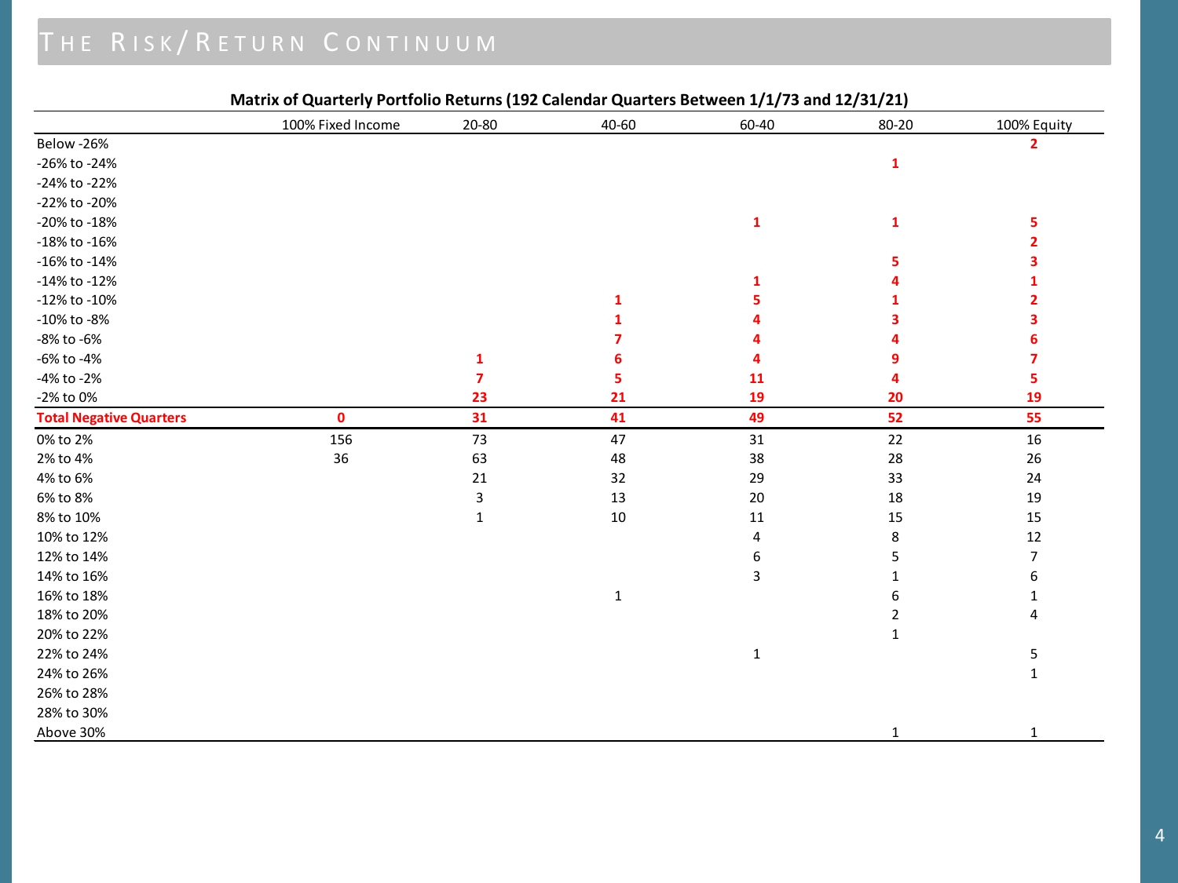# The Risk/Return Continuum

**Matrix of Quarterly Portfolio Returns (192 Calendar Quarters Between 1/1/73 and 12/31/21)**

| | 100% Fixed Income | 20-80 | 40-60 | 60-40 | 80-20 | 100% Equity |
|---|---|---|---|---|---|---|
| Below -26% | | | | | | 2 |
| -26% to -24% | | | | | 1 | |
| -24% to -22% | | | | | | |
| -22% to -20% | | | | | | |
| -20% to -18% | | | | 1 | 1 | 5 |
| -18% to -16% | | | | | | 2 |
| -16% to -14% | | | | | 5 | 3 |
| -14% to -12% | | | | 1 | 4 | 1 |
| -12% to -10% | | | 1 | 5 | 1 | 2 |
| -10% to -8% | | | 1 | 4 | 3 | 3 |
| -8% to -6% | | | 7 | 4 | 4 | 6 |
| -6% to -4% | | 1 | 6 | 4 | 9 | 7 |
| -4% to -2% | | 7 | 5 | 11 | 4 | 5 |
| -2% to 0% | | 23 | 21 | 19 | 20 | 19 |
| **Total Negative Quarters** | **0** | **31** | **41** | **49** | **52** | **55** |
| 0% to 2% | 156 | 73 | 47 | 31 | 22 | 16 |
| 2% to 4% | 36 | 63 | 48 | 38 | 28 | 26 |
| 4% to 6% | | 21 | 32 | 29 | 33 | 24 |
| 6% to 8% | | 3 | 13 | 20 | 18 | 19 |
| 8% to 10% | | 1 | 10 | 11 | 15 | 15 |
| 10% to 12% | | | | 4 | 8 | 12 |
| 12% to 14% | | | | 6 | 5 | 7 |
| 14% to 16% | | | | 3 | 1 | 6 |
| 16% to 18% | | | 1 | | 6 | 1 |
| 18% to 20% | | | | | 2 | 4 |
| 20% to 22% | | | | | 1 | |
| 22% to 24% | | | | 1 | | 5 |
| 24% to 26% | | | | | | 1 |
| 26% to 28% | | | | | | |
| 28% to 30% | | | | | | |
| Above 30% | | | | | 1 | 1 |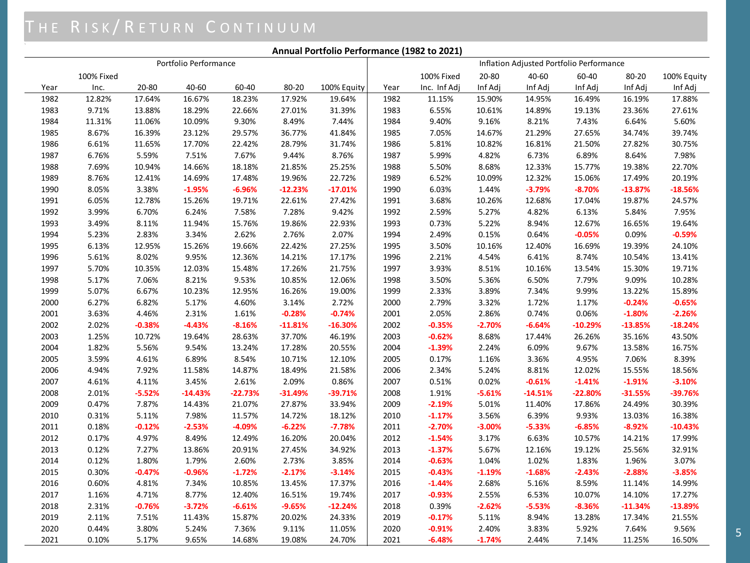# THE RISK/RETURN CONTINUUM

**Annual Portfolio Performance (1982 to 2021)**

| | Portfolio Performance | | | | | | | Inflation Adjusted Portfolio Performance | | | | | |
|---|---|---|---|---|---|---|---|---|---|---|---|---|---|
| Year | 100% Fixed Inc. | 20-80 | 40-60 | 60-40 | 80-20 | 100% Equity | Year | 100% Fixed Inc. Inf Adj | 20-80 Inf Adj | 40-60 Inf Adj | 60-40 Inf Adj | 80-20 Inf Adj | 100% Equity Inf Adj |
| 1982 | 12.82% | 17.64% | 16.67% | 18.23% | 17.92% | 19.64% | 1982 | 11.15% | 15.90% | 14.95% | 16.49% | 16.19% | 17.88% |
| 1983 | 9.71% | 13.88% | 18.29% | 22.66% | 27.01% | 31.39% | 1983 | 6.55% | 10.61% | 14.89% | 19.13% | 23.36% | 27.61% |
| 1984 | 11.31% | 11.06% | 10.09% | 9.30% | 8.49% | 7.44% | 1984 | 9.40% | 9.16% | 8.21% | 7.43% | 6.64% | 5.60% |
| 1985 | 8.67% | 16.39% | 23.12% | 29.57% | 36.77% | 41.84% | 1985 | 7.05% | 14.67% | 21.29% | 27.65% | 34.74% | 39.74% |
| 1986 | 6.61% | 11.65% | 17.70% | 22.42% | 28.79% | 31.74% | 1986 | 5.81% | 10.82% | 16.81% | 21.50% | 27.82% | 30.75% |
| 1987 | 6.76% | 5.59% | 7.51% | 7.67% | 9.44% | 8.76% | 1987 | 5.99% | 4.82% | 6.73% | 6.89% | 8.64% | 7.98% |
| 1988 | 7.69% | 10.94% | 14.66% | 18.18% | 21.85% | 25.25% | 1988 | 5.50% | 8.68% | 12.33% | 15.77% | 19.38% | 22.70% |
| 1989 | 8.76% | 12.41% | 14.69% | 17.48% | 19.96% | 22.72% | 1989 | 6.52% | 10.09% | 12.32% | 15.06% | 17.49% | 20.19% |
| 1990 | 8.05% | 3.38% | **-1.95%** | **-6.96%** | **-12.23%** | **-17.01%** | 1990 | 6.03% | 1.44% | **-3.79%** | **-8.70%** | **-13.87%** | **-18.56%** |
| 1991 | 6.05% | 12.78% | 15.26% | 19.71% | 22.61% | 27.42% | 1991 | 3.68% | 10.26% | 12.68% | 17.04% | 19.87% | 24.57% |
| 1992 | 3.99% | 6.70% | 6.24% | 7.58% | 7.28% | 9.42% | 1992 | 2.59% | 5.27% | 4.82% | 6.13% | 5.84% | 7.95% |
| 1993 | 3.49% | 8.11% | 11.94% | 15.76% | 19.86% | 22.93% | 1993 | 0.73% | 5.22% | 8.94% | 12.67% | 16.65% | 19.64% |
| 1994 | 5.23% | 2.83% | 3.34% | 2.62% | 2.76% | 2.07% | 1994 | 2.49% | 0.15% | 0.64% | **-0.05%** | 0.09% | **-0.59%** |
| 1995 | 6.13% | 12.95% | 15.26% | 19.66% | 22.42% | 27.25% | 1995 | 3.50% | 10.16% | 12.40% | 16.69% | 19.39% | 24.10% |
| 1996 | 5.61% | 8.02% | 9.95% | 12.36% | 14.21% | 17.17% | 1996 | 2.21% | 4.54% | 6.41% | 8.74% | 10.54% | 13.41% |
| 1997 | 5.70% | 10.35% | 12.03% | 15.48% | 17.26% | 21.75% | 1997 | 3.93% | 8.51% | 10.16% | 13.54% | 15.30% | 19.71% |
| 1998 | 5.17% | 7.06% | 8.21% | 9.53% | 10.85% | 12.06% | 1998 | 3.50% | 5.36% | 6.50% | 7.79% | 9.09% | 10.28% |
| 1999 | 5.07% | 6.67% | 10.23% | 12.95% | 16.26% | 19.00% | 1999 | 2.33% | 3.89% | 7.34% | 9.99% | 13.22% | 15.89% |
| 2000 | 6.27% | 6.82% | 5.17% | 4.60% | 3.14% | 2.72% | 2000 | 2.79% | 3.32% | 1.72% | 1.17% | **-0.24%** | **-0.65%** |
| 2001 | 3.63% | 4.46% | 2.31% | 1.61% | **-0.28%** | **-0.74%** | 2001 | 2.05% | 2.86% | 0.74% | 0.06% | **-1.80%** | **-2.26%** |
| 2002 | 2.02% | **-0.38%** | **-4.43%** | **-8.16%** | **-11.81%** | **-16.30%** | 2002 | **-0.35%** | **-2.70%** | **-6.64%** | **-10.29%** | **-13.85%** | **-18.24%** |
| 2003 | 1.25% | 10.72% | 19.64% | 28.63% | 37.70% | 46.19% | 2003 | **-0.62%** | 8.68% | 17.44% | 26.26% | 35.16% | 43.50% |
| 2004 | 1.82% | 5.56% | 9.54% | 13.24% | 17.28% | 20.55% | 2004 | **-1.39%** | 2.24% | 6.09% | 9.67% | 13.58% | 16.75% |
| 2005 | 3.59% | 4.61% | 6.89% | 8.54% | 10.71% | 12.10% | 2005 | 0.17% | 1.16% | 3.36% | 4.95% | 7.06% | 8.39% |
| 2006 | 4.94% | 7.92% | 11.58% | 14.87% | 18.49% | 21.58% | 2006 | 2.34% | 5.24% | 8.81% | 12.02% | 15.55% | 18.56% |
| 2007 | 4.61% | 4.11% | 3.45% | 2.61% | 2.09% | 0.86% | 2007 | 0.51% | 0.02% | **-0.61%** | **-1.41%** | **-1.91%** | **-3.10%** |
| 2008 | 2.01% | **-5.52%** | **-14.43%** | **-22.73%** | **-31.49%** | **-39.71%** | 2008 | 1.91% | **-5.61%** | **-14.51%** | **-22.80%** | **-31.55%** | **-39.76%** |
| 2009 | 0.47% | 7.87% | 14.43% | 21.07% | 27.87% | 33.94% | 2009 | **-2.19%** | 5.01% | 11.40% | 17.86% | 24.49% | 30.39% |
| 2010 | 0.31% | 5.11% | 7.98% | 11.57% | 14.72% | 18.12% | 2010 | **-1.17%** | 3.56% | 6.39% | 9.93% | 13.03% | 16.38% |
| 2011 | 0.18% | **-0.12%** | **-2.53%** | **-4.09%** | **-6.22%** | **-7.78%** | 2011 | **-2.70%** | **-3.00%** | **-5.33%** | **-6.85%** | **-8.92%** | **-10.43%** |
| 2012 | 0.17% | 4.97% | 8.49% | 12.49% | 16.20% | 20.04% | 2012 | **-1.54%** | 3.17% | 6.63% | 10.57% | 14.21% | 17.99% |
| 2013 | 0.12% | 7.27% | 13.86% | 20.91% | 27.45% | 34.92% | 2013 | **-1.37%** | 5.67% | 12.16% | 19.12% | 25.56% | 32.91% |
| 2014 | 0.12% | 1.80% | 1.79% | 2.60% | 2.73% | 3.85% | 2014 | **-0.63%** | 1.04% | 1.02% | 1.83% | 1.96% | 3.07% |
| 2015 | 0.30% | **-0.47%** | **-0.96%** | **-1.72%** | **-2.17%** | **-3.14%** | 2015 | **-0.43%** | **-1.19%** | **-1.68%** | **-2.43%** | **-2.88%** | **-3.85%** |
| 2016 | 0.60% | 4.81% | 7.34% | 10.85% | 13.45% | 17.37% | 2016 | **-1.44%** | 2.68% | 5.16% | 8.59% | 11.14% | 14.99% |
| 2017 | 1.16% | 4.71% | 8.77% | 12.40% | 16.51% | 19.74% | 2017 | **-0.93%** | 2.55% | 6.53% | 10.07% | 14.10% | 17.27% |
| 2018 | 2.31% | **-0.76%** | **-3.72%** | **-6.61%** | **-9.65%** | **-12.24%** | 2018 | 0.39% | **-2.62%** | **-5.53%** | **-8.36%** | **-11.34%** | **-13.89%** |
| 2019 | 2.11% | 7.51% | 11.43% | 15.87% | 20.02% | 24.33% | 2019 | **-0.17%** | 5.11% | 8.94% | 13.28% | 17.34% | 21.55% |
| 2020 | 0.44% | 3.80% | 5.24% | 7.36% | 9.11% | 11.05% | 2020 | **-0.91%** | 2.40% | 3.83% | 5.92% | 7.64% | 9.56% |
| 2021 | 0.10% | 5.17% | 9.65% | 14.68% | 19.08% | 24.70% | 2021 | **-6.48%** | **-1.74%** | 2.44% | 7.14% | 11.25% | 16.50% |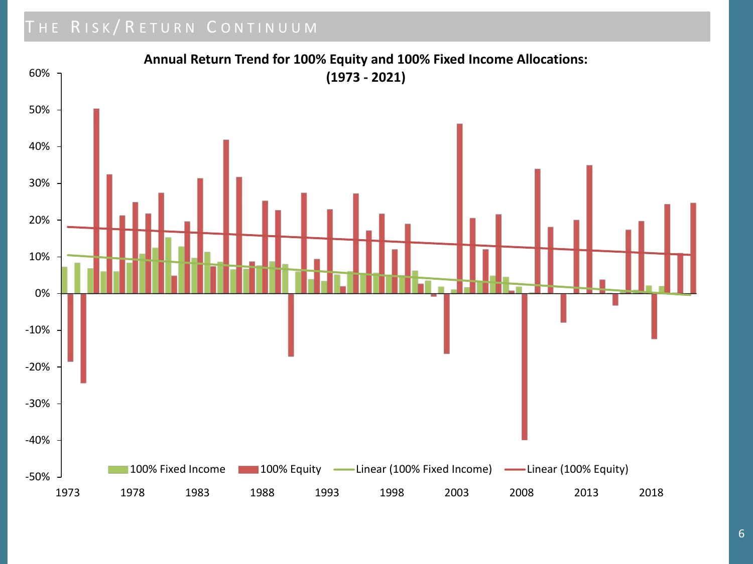# The Risk/Return Continuum

**Annual Return Trend for 100% Equity and 100% Fixed Income Allocations: (1973 - 2021)**

60%
50%
40%
30%
20%
10%
0%
-10%
-20%
-30%
-40%
-50%

1973 1978 1983 1988 1993 1998 2003 2008 2013 2018

100% Fixed Income | 100% Equity | Linear (100% Fixed Income) | Linear (100% Equity)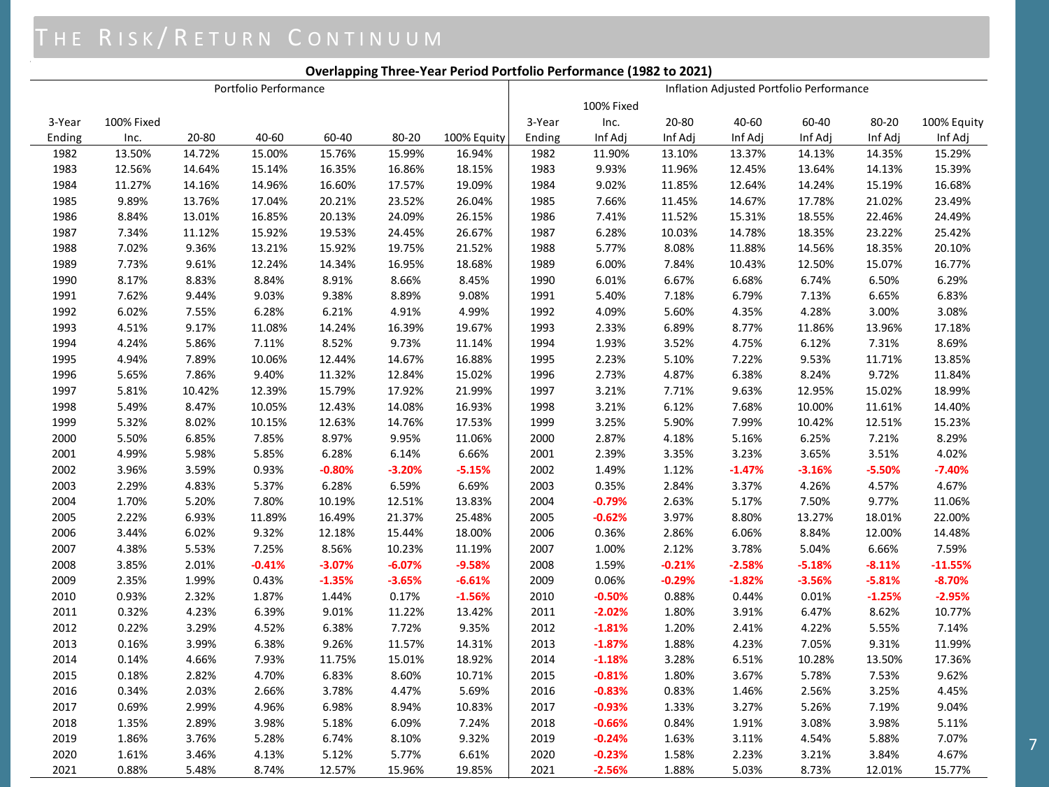# The Risk/Return Continuum

**Overlapping Three-Year Period Portfolio Performance (1982 to 2021)**

| Portfolio Performance | | | | | | | Inflation Adjusted Portfolio Performance | | | | | | |
|---|---|---|---|---|---|---|---|---|---|---|---|---|---|
| 3-Year Ending | 100% Fixed Inc. | 20-80 | 40-60 | 60-40 | 80-20 | 100% Equity | 3-Year Ending | 100% Fixed Inc. Inf Adj | 20-80 Inf Adj | 40-60 Inf Adj | 60-40 Inf Adj | 80-20 Inf Adj | 100% Equity Inf Adj |
| 1982 | 13.50% | 14.72% | 15.00% | 15.76% | 15.99% | 16.94% | 1982 | 11.90% | 13.10% | 13.37% | 14.13% | 14.35% | 15.29% |
| 1983 | 12.56% | 14.64% | 15.14% | 16.35% | 16.86% | 18.15% | 1983 | 9.93% | 11.96% | 12.45% | 13.64% | 14.13% | 15.39% |
| 1984 | 11.27% | 14.16% | 14.96% | 16.60% | 17.57% | 19.09% | 1984 | 9.02% | 11.85% | 12.64% | 14.24% | 15.19% | 16.68% |
| 1985 | 9.89% | 13.76% | 17.04% | 20.21% | 23.52% | 26.04% | 1985 | 7.66% | 11.45% | 14.67% | 17.78% | 21.02% | 23.49% |
| 1986 | 8.84% | 13.01% | 16.85% | 20.13% | 24.09% | 26.15% | 1986 | 7.41% | 11.52% | 15.31% | 18.55% | 22.46% | 24.49% |
| 1987 | 7.34% | 11.12% | 15.92% | 19.53% | 24.45% | 26.67% | 1987 | 6.28% | 10.03% | 14.78% | 18.35% | 23.22% | 25.42% |
| 1988 | 7.02% | 9.36% | 13.21% | 15.92% | 19.75% | 21.52% | 1988 | 5.77% | 8.08% | 11.88% | 14.56% | 18.35% | 20.10% |
| 1989 | 7.73% | 9.61% | 12.24% | 14.34% | 16.95% | 18.68% | 1989 | 6.00% | 7.84% | 10.43% | 12.50% | 15.07% | 16.77% |
| 1990 | 8.17% | 8.83% | 8.84% | 8.91% | 8.66% | 8.45% | 1990 | 6.01% | 6.67% | 6.68% | 6.74% | 6.50% | 6.29% |
| 1991 | 7.62% | 9.44% | 9.03% | 9.38% | 8.89% | 9.08% | 1991 | 5.40% | 7.18% | 6.79% | 7.13% | 6.65% | 6.83% |
| 1992 | 6.02% | 7.55% | 6.28% | 6.21% | 4.91% | 4.99% | 1992 | 4.09% | 5.60% | 4.35% | 4.28% | 3.00% | 3.08% |
| 1993 | 4.51% | 9.17% | 11.08% | 14.24% | 16.39% | 19.67% | 1993 | 2.33% | 6.89% | 8.77% | 11.86% | 13.96% | 17.18% |
| 1994 | 4.24% | 5.86% | 7.11% | 8.52% | 9.73% | 11.14% | 1994 | 1.93% | 3.52% | 4.75% | 6.12% | 7.31% | 8.69% |
| 1995 | 4.94% | 7.89% | 10.06% | 12.44% | 14.67% | 16.88% | 1995 | 2.23% | 5.10% | 7.22% | 9.53% | 11.71% | 13.85% |
| 1996 | 5.65% | 7.86% | 9.40% | 11.32% | 12.84% | 15.02% | 1996 | 2.73% | 4.87% | 6.38% | 8.24% | 9.72% | 11.84% |
| 1997 | 5.81% | 10.42% | 12.39% | 15.79% | 17.92% | 21.99% | 1997 | 3.21% | 7.71% | 9.63% | 12.95% | 15.02% | 18.99% |
| 1998 | 5.49% | 8.47% | 10.05% | 12.43% | 14.08% | 16.93% | 1998 | 3.21% | 6.12% | 7.68% | 10.00% | 11.61% | 14.40% |
| 1999 | 5.32% | 8.02% | 10.15% | 12.63% | 14.76% | 17.53% | 1999 | 3.25% | 5.90% | 7.99% | 10.42% | 12.51% | 15.23% |
| 2000 | 5.50% | 6.85% | 7.85% | 8.97% | 9.95% | 11.06% | 2000 | 2.87% | 4.18% | 5.16% | 6.25% | 7.21% | 8.29% |
| 2001 | 4.99% | 5.98% | 5.85% | 6.28% | 6.14% | 6.66% | 2001 | 2.39% | 3.35% | 3.23% | 3.65% | 3.51% | 4.02% |
| 2002 | 3.96% | 3.59% | 0.93% | -0.80% | -3.20% | -5.15% | 2002 | 1.49% | 1.12% | -1.47% | -3.16% | -5.50% | -7.40% |
| 2003 | 2.29% | 4.83% | 5.37% | 6.28% | 6.59% | 6.69% | 2003 | 0.35% | 2.84% | 3.37% | 4.26% | 4.57% | 4.67% |
| 2004 | 1.70% | 5.20% | 7.80% | 10.19% | 12.51% | 13.83% | 2004 | -0.79% | 2.63% | 5.17% | 7.50% | 9.77% | 11.06% |
| 2005 | 2.22% | 6.93% | 11.89% | 16.49% | 21.37% | 25.48% | 2005 | -0.62% | 3.97% | 8.80% | 13.27% | 18.01% | 22.00% |
| 2006 | 3.44% | 6.02% | 9.32% | 12.18% | 15.44% | 18.00% | 2006 | 0.36% | 2.86% | 6.06% | 8.84% | 12.00% | 14.48% |
| 2007 | 4.38% | 5.53% | 7.25% | 8.56% | 10.23% | 11.19% | 2007 | 1.00% | 2.12% | 3.78% | 5.04% | 6.66% | 7.59% |
| 2008 | 3.85% | 2.01% | -0.41% | -3.07% | -6.07% | -9.58% | 2008 | 1.59% | -0.21% | -2.58% | -5.18% | -8.11% | -11.55% |
| 2009 | 2.35% | 1.99% | 0.43% | -1.35% | -3.65% | -6.61% | 2009 | 0.06% | -0.29% | -1.82% | -3.56% | -5.81% | -8.70% |
| 2010 | 0.93% | 2.32% | 1.87% | 1.44% | 0.17% | -1.56% | 2010 | -0.50% | 0.88% | 0.44% | 0.01% | -1.25% | -2.95% |
| 2011 | 0.32% | 4.23% | 6.39% | 9.01% | 11.22% | 13.42% | 2011 | -2.02% | 1.80% | 3.91% | 6.47% | 8.62% | 10.77% |
| 2012 | 0.22% | 3.29% | 4.52% | 6.38% | 7.72% | 9.35% | 2012 | -1.81% | 1.20% | 2.41% | 4.22% | 5.55% | 7.14% |
| 2013 | 0.16% | 3.99% | 6.38% | 9.26% | 11.57% | 14.31% | 2013 | -1.87% | 1.88% | 4.23% | 7.05% | 9.31% | 11.99% |
| 2014 | 0.14% | 4.66% | 7.93% | 11.75% | 15.01% | 18.92% | 2014 | -1.18% | 3.28% | 6.51% | 10.28% | 13.50% | 17.36% |
| 2015 | 0.18% | 2.82% | 4.70% | 6.83% | 8.60% | 10.71% | 2015 | -0.81% | 1.80% | 3.67% | 5.78% | 7.53% | 9.62% |
| 2016 | 0.34% | 2.03% | 2.66% | 3.78% | 4.47% | 5.69% | 2016 | -0.83% | 0.83% | 1.46% | 2.56% | 3.25% | 4.45% |
| 2017 | 0.69% | 2.99% | 4.96% | 6.98% | 8.94% | 10.83% | 2017 | -0.93% | 1.33% | 3.27% | 5.26% | 7.19% | 9.04% |
| 2018 | 1.35% | 2.89% | 3.98% | 5.18% | 6.09% | 7.24% | 2018 | -0.66% | 0.84% | 1.91% | 3.08% | 3.98% | 5.11% |
| 2019 | 1.86% | 3.76% | 5.28% | 6.74% | 8.10% | 9.32% | 2019 | -0.24% | 1.63% | 3.11% | 4.54% | 5.88% | 7.07% |
| 2020 | 1.61% | 3.46% | 4.13% | 5.12% | 5.77% | 6.61% | 2020 | -0.23% | 1.58% | 2.23% | 3.21% | 3.84% | 4.67% |
| 2021 | 0.88% | 5.48% | 8.74% | 12.57% | 15.96% | 19.85% | 2021 | -2.56% | 1.88% | 5.03% | 8.73% | 12.01% | 15.77% |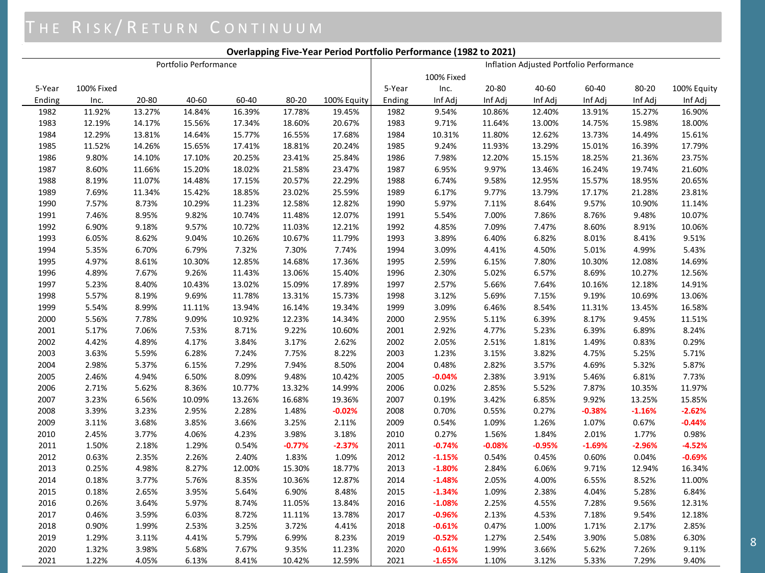# The Risk/Return Continuum

**Overlapping Five-Year Period Portfolio Performance (1982 to 2021)**

| Portfolio Performance | | | | | | | Inflation Adjusted Portfolio Performance | | | | | | |
|---|---|---|---|---|---|---|---|---|---|---|---|---|---|
| 5-Year Ending | 100% Fixed Inc. | 20-80 | 40-60 | 60-40 | 80-20 | 100% Equity | 5-Year Ending | 100% Fixed Inc. Inf Adj | 20-80 Inf Adj | 40-60 Inf Adj | 60-40 Inf Adj | 80-20 Inf Adj | 100% Equity Inf Adj |
| 1982 | 11.92% | 13.27% | 14.84% | 16.39% | 17.78% | 19.45% | 1982 | 9.54% | 10.86% | 12.40% | 13.91% | 15.27% | 16.90% |
| 1983 | 12.19% | 14.17% | 15.56% | 17.34% | 18.60% | 20.67% | 1983 | 9.71% | 11.64% | 13.00% | 14.75% | 15.98% | 18.00% |
| 1984 | 12.29% | 13.81% | 14.64% | 15.77% | 16.55% | 17.68% | 1984 | 10.31% | 11.80% | 12.62% | 13.73% | 14.49% | 15.61% |
| 1985 | 11.52% | 14.26% | 15.65% | 17.41% | 18.81% | 20.24% | 1985 | 9.24% | 11.93% | 13.29% | 15.01% | 16.39% | 17.79% |
| 1986 | 9.80% | 14.10% | 17.10% | 20.25% | 23.41% | 25.84% | 1986 | 7.98% | 12.20% | 15.15% | 18.25% | 21.36% | 23.75% |
| 1987 | 8.60% | 11.66% | 15.20% | 18.02% | 21.58% | 23.47% | 1987 | 6.95% | 9.97% | 13.46% | 16.24% | 19.74% | 21.60% |
| 1988 | 8.19% | 11.07% | 14.48% | 17.15% | 20.57% | 22.29% | 1988 | 6.74% | 9.58% | 12.95% | 15.57% | 18.95% | 20.65% |
| 1989 | 7.69% | 11.34% | 15.42% | 18.85% | 23.02% | 25.59% | 1989 | 6.17% | 9.77% | 13.79% | 17.17% | 21.28% | 23.81% |
| 1990 | 7.57% | 8.73% | 10.29% | 11.23% | 12.58% | 12.82% | 1990 | 5.97% | 7.11% | 8.64% | 9.57% | 10.90% | 11.14% |
| 1991 | 7.46% | 8.95% | 9.82% | 10.74% | 11.48% | 12.07% | 1991 | 5.54% | 7.00% | 7.86% | 8.76% | 9.48% | 10.07% |
| 1992 | 6.90% | 9.18% | 9.57% | 10.72% | 11.03% | 12.21% | 1992 | 4.85% | 7.09% | 7.47% | 8.60% | 8.91% | 10.06% |
| 1993 | 6.05% | 8.62% | 9.04% | 10.26% | 10.67% | 11.79% | 1993 | 3.89% | 6.40% | 6.82% | 8.01% | 8.41% | 9.51% |
| 1994 | 5.35% | 6.70% | 6.79% | 7.32% | 7.30% | 7.74% | 1994 | 3.09% | 4.41% | 4.50% | 5.01% | 4.99% | 5.43% |
| 1995 | 4.97% | 8.61% | 10.30% | 12.85% | 14.68% | 17.36% | 1995 | 2.59% | 6.15% | 7.80% | 10.30% | 12.08% | 14.69% |
| 1996 | 4.89% | 7.67% | 9.26% | 11.43% | 13.06% | 15.40% | 1996 | 2.30% | 5.02% | 6.57% | 8.69% | 10.27% | 12.56% |
| 1997 | 5.23% | 8.40% | 10.43% | 13.02% | 15.09% | 17.89% | 1997 | 2.57% | 5.66% | 7.64% | 10.16% | 12.18% | 14.91% |
| 1998 | 5.57% | 8.19% | 9.69% | 11.78% | 13.31% | 15.73% | 1998 | 3.12% | 5.69% | 7.15% | 9.19% | 10.69% | 13.06% |
| 1999 | 5.54% | 8.99% | 11.11% | 13.94% | 16.14% | 19.34% | 1999 | 3.09% | 6.46% | 8.54% | 11.31% | 13.45% | 16.58% |
| 2000 | 5.56% | 7.78% | 9.09% | 10.92% | 12.23% | 14.34% | 2000 | 2.95% | 5.11% | 6.39% | 8.17% | 9.45% | 11.51% |
| 2001 | 5.17% | 7.06% | 7.53% | 8.71% | 9.22% | 10.60% | 2001 | 2.92% | 4.77% | 5.23% | 6.39% | 6.89% | 8.24% |
| 2002 | 4.42% | 4.89% | 4.17% | 3.84% | 3.17% | 2.62% | 2002 | 2.05% | 2.51% | 1.81% | 1.49% | 0.83% | 0.29% |
| 2003 | 3.63% | 5.59% | 6.28% | 7.24% | 7.75% | 8.22% | 2003 | 1.23% | 3.15% | 3.82% | 4.75% | 5.25% | 5.71% |
| 2004 | 2.98% | 5.37% | 6.15% | 7.29% | 7.94% | 8.50% | 2004 | 0.48% | 2.82% | 3.57% | 4.69% | 5.32% | 5.87% |
| 2005 | 2.46% | 4.94% | 6.50% | 8.09% | 9.48% | 10.42% | 2005 | **-0.04%** | 2.38% | 3.91% | 5.46% | 6.81% | 7.73% |
| 2006 | 2.71% | 5.62% | 8.36% | 10.77% | 13.32% | 14.99% | 2006 | 0.02% | 2.85% | 5.52% | 7.87% | 10.35% | 11.97% |
| 2007 | 3.23% | 6.56% | 10.09% | 13.26% | 16.68% | 19.36% | 2007 | 0.19% | 3.42% | 6.85% | 9.92% | 13.25% | 15.85% |
| 2008 | 3.39% | 3.23% | 2.95% | 2.28% | 1.48% | **-0.02%** | 2008 | 0.70% | 0.55% | 0.27% | **-0.38%** | **-1.16%** | **-2.62%** |
| 2009 | 3.11% | 3.68% | 3.85% | 3.66% | 3.25% | 2.11% | 2009 | 0.54% | 1.09% | 1.26% | 1.07% | 0.67% | **-0.44%** |
| 2010 | 2.45% | 3.77% | 4.06% | 4.23% | 3.98% | 3.18% | 2010 | 0.27% | 1.56% | 1.84% | 2.01% | 1.77% | 0.98% |
| 2011 | 1.50% | 2.18% | 1.29% | 0.54% | **-0.77%** | **-2.37%** | 2011 | **-0.74%** | **-0.08%** | **-0.95%** | **-1.69%** | **-2.96%** | **-4.52%** |
| 2012 | 0.63% | 2.35% | 2.26% | 2.40% | 1.83% | 1.09% | 2012 | **-1.15%** | 0.54% | 0.45% | 0.60% | 0.04% | **-0.69%** |
| 2013 | 0.25% | 4.98% | 8.27% | 12.00% | 15.30% | 18.77% | 2013 | **-1.80%** | 2.84% | 6.06% | 9.71% | 12.94% | 16.34% |
| 2014 | 0.18% | 3.77% | 5.76% | 8.35% | 10.36% | 12.87% | 2014 | **-1.48%** | 2.05% | 4.00% | 6.55% | 8.52% | 11.00% |
| 2015 | 0.18% | 2.65% | 3.95% | 5.64% | 6.90% | 8.48% | 2015 | **-1.34%** | 1.09% | 2.38% | 4.04% | 5.28% | 6.84% |
| 2016 | 0.26% | 3.64% | 5.97% | 8.74% | 11.05% | 13.84% | 2016 | **-1.08%** | 2.25% | 4.55% | 7.28% | 9.56% | 12.31% |
| 2017 | 0.46% | 3.59% | 6.03% | 8.72% | 11.11% | 13.78% | 2017 | **-0.96%** | 2.13% | 4.53% | 7.18% | 9.54% | 12.18% |
| 2018 | 0.90% | 1.99% | 2.53% | 3.25% | 3.72% | 4.41% | 2018 | **-0.61%** | 0.47% | 1.00% | 1.71% | 2.17% | 2.85% |
| 2019 | 1.29% | 3.11% | 4.41% | 5.79% | 6.99% | 8.23% | 2019 | **-0.52%** | 1.27% | 2.54% | 3.90% | 5.08% | 6.30% |
| 2020 | 1.32% | 3.98% | 5.68% | 7.67% | 9.35% | 11.23% | 2020 | **-0.61%** | 1.99% | 3.66% | 5.62% | 7.26% | 9.11% |
| 2021 | 1.22% | 4.05% | 6.13% | 8.41% | 10.42% | 12.59% | 2021 | **-1.65%** | 1.10% | 3.12% | 5.33% | 7.29% | 9.40% |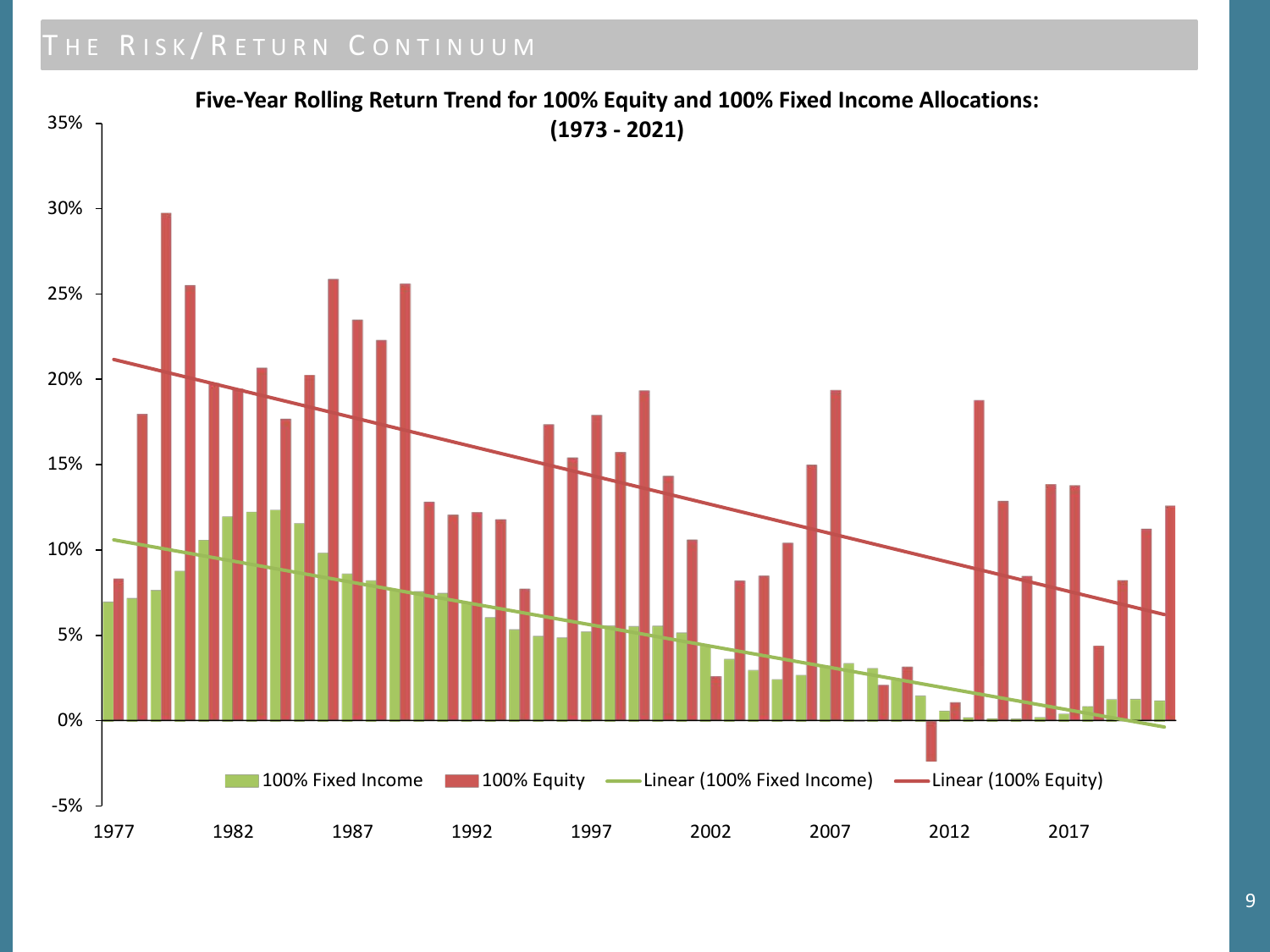# The Risk/Return Continuum

**Five-Year Rolling Return Trend for 100% Equity and 100% Fixed Income Allocations: (1973 - 2021)**

100% Fixed Income | 100% Equity | Linear (100% Fixed Income) | Linear (100% Equity)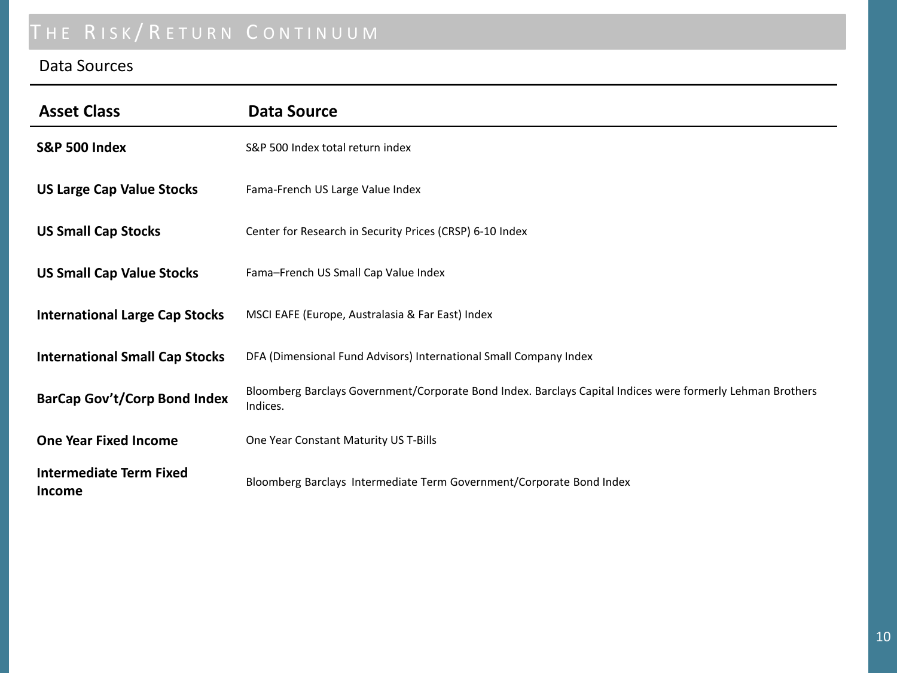# The Risk/Return Continuum

## Data Sources

| Asset Class | Data Source |
|---|---|
| **S&P 500 Index** | S&P 500 Index total return index |
| **US Large Cap Value Stocks** | Fama-French US Large Value Index |
| **US Small Cap Stocks** | Center for Research in Security Prices (CRSP) 6-10 Index |
| **US Small Cap Value Stocks** | Fama–French US Small Cap Value Index |
| **International Large Cap Stocks** | MSCI EAFE (Europe, Australasia & Far East) Index |
| **International Small Cap Stocks** | DFA (Dimensional Fund Advisors) International Small Company Index |
| **BarCap Gov't/Corp Bond Index** | Bloomberg Barclays Government/Corporate Bond Index. Barclays Capital Indices were formerly Lehman Brothers Indices. |
| **One Year Fixed Income** | One Year Constant Maturity US T-Bills |
| **Intermediate Term Fixed Income** | Bloomberg Barclays Intermediate Term Government/Corporate Bond Index |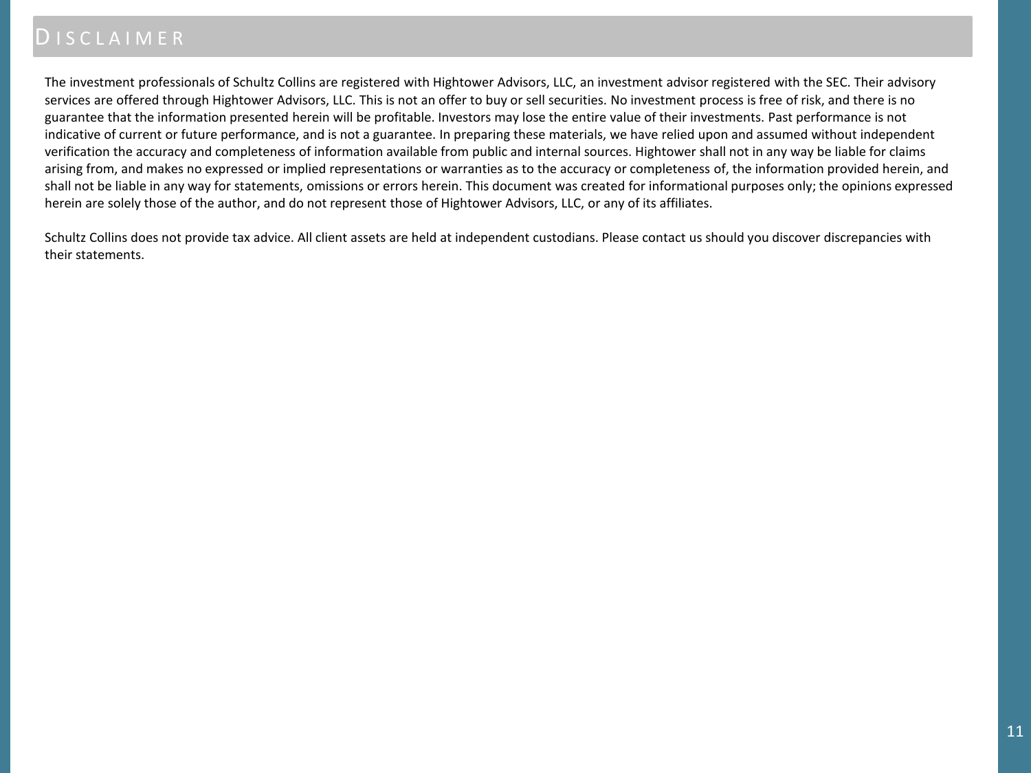# DISCLAIMER

The investment professionals of Schultz Collins are registered with Hightower Advisors, LLC, an investment advisor registered with the SEC. Their advisory services are offered through Hightower Advisors, LLC. This is not an offer to buy or sell securities. No investment process is free of risk, and there is no guarantee that the information presented herein will be profitable. Investors may lose the entire value of their investments. Past performance is not indicative of current or future performance, and is not a guarantee. In preparing these materials, we have relied upon and assumed without independent verification the accuracy and completeness of information available from public and internal sources. Hightower shall not in any way be liable for claims arising from, and makes no expressed or implied representations or warranties as to the accuracy or completeness of, the information provided herein, and shall not be liable in any way for statements, omissions or errors herein. This document was created for informational purposes only; the opinions expressed herein are solely those of the author, and do not represent those of Hightower Advisors, LLC, or any of its affiliates.

Schultz Collins does not provide tax advice. All client assets are held at independent custodians. Please contact us should you discover discrepancies with their statements.